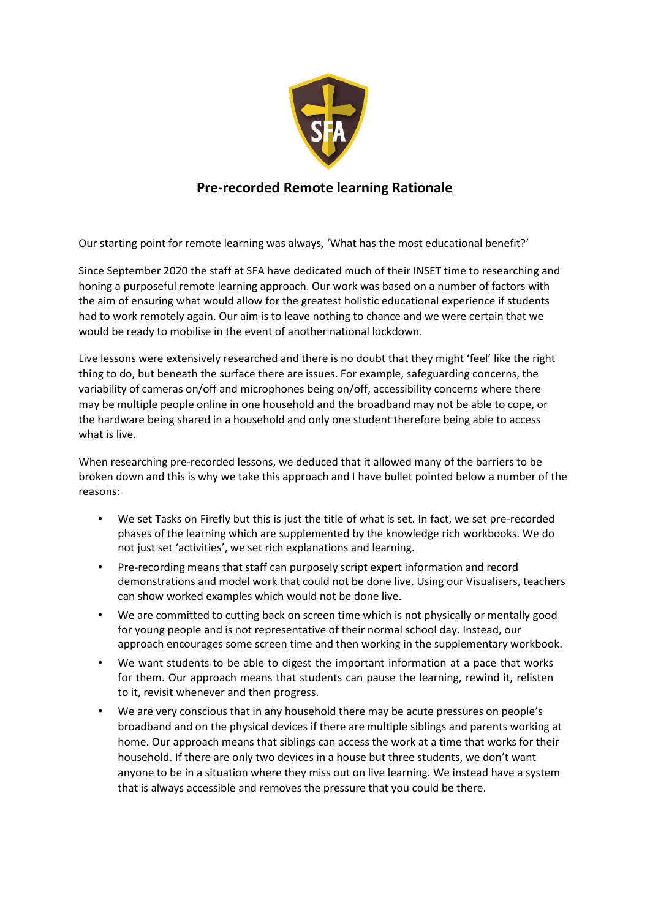# Pre-recorded Remote learning Rationale

Our starting point for remote learning was always, 'What has the most educational benefit?'

Since September 2020 the staff at SFA have dedicated much of their INSET time to researching and honing a purposeful remote learning approach. Our work was based on a number of factors with the aim of ensuring what would allow for the greatest holistic educational experience if students had to work remotely again. Our aim is to leave nothing to chance and we were certain that we would be ready to mobilise in the event of another national lockdown.

Live lessons were extensively researched and there is no doubt that they might 'feel' like the right thing to do, but beneath the surface there are issues. For example, safeguarding concerns, the variability of cameras on/off and microphones being on/off, accessibility concerns where there may be multiple people online in one household and the broadband may not be able to cope, or the hardware being shared in a household and only one student therefore being able to access what is live.

When researching pre-recorded lessons, we deduced that it allowed many of the barriers to be broken down and this is why we take this approach and I have bullet pointed below a number of the reasons:

- We set Tasks on Firefly but this is just the title of what is set. In fact, we set pre-recorded phases of the learning which are supplemented by the knowledge rich workbooks. We do not just set 'activities', we set rich explanations and learning.
- Pre-recording means that staff can purposely script expert information and record demonstrations and model work that could not be done live. Using our Visualisers, teachers can show worked examples which would not be done live.
- We are committed to cutting back on screen time which is not physically or mentally good for young people and is not representative of their normal school day. Instead, our approach encourages some screen time and then working in the supplementary workbook.
- We want students to be able to digest the important information at a pace that works for them. Our approach means that students can pause the learning, rewind it, relisten to it, revisit whenever and then progress.
- We are very conscious that in any household there may be acute pressures on people's broadband and on the physical devices if there are multiple siblings and parents working at home. Our approach means that siblings can access the work at a time that works for their household. If there are only two devices in a house but three students, we don't want anyone to be in a situation where they miss out on live learning. We instead have a system that is always accessible and removes the pressure that you could be there.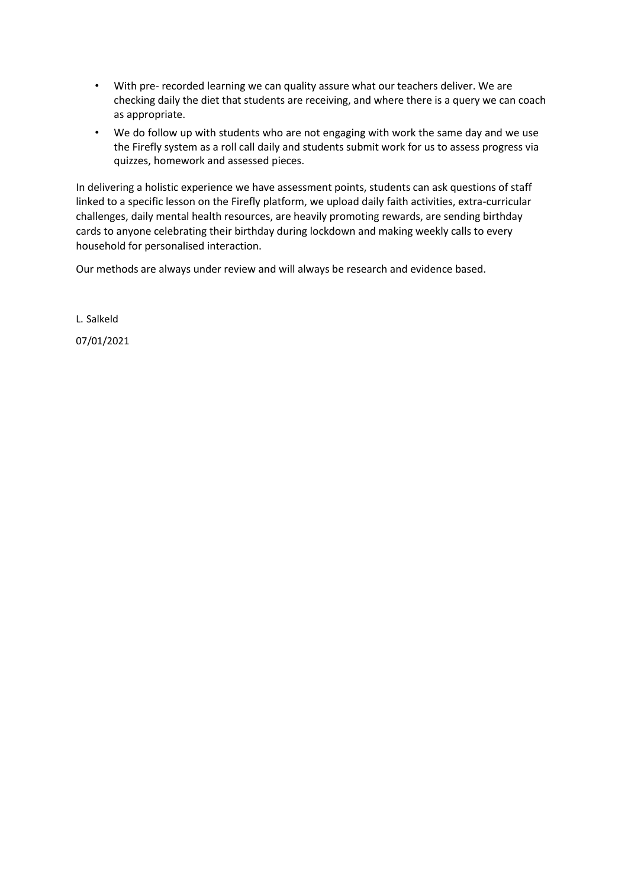- With pre- recorded learning we can quality assure what our teachers deliver. We are checking daily the diet that students are receiving, and where there is a query we can coach as appropriate.
- We do follow up with students who are not engaging with work the same day and we use the Firefly system as a roll call daily and students submit work for us to assess progress via quizzes, homework and assessed pieces.

In delivering a holistic experience we have assessment points, students can ask questions of staff linked to a specific lesson on the Firefly platform, we upload daily faith activities, extra-curricular challenges, daily mental health resources, are heavily promoting rewards, are sending birthday cards to anyone celebrating their birthday during lockdown and making weekly calls to every household for personalised interaction.

Our methods are always under review and will always be research and evidence based.

L. Salkeld

07/01/2021